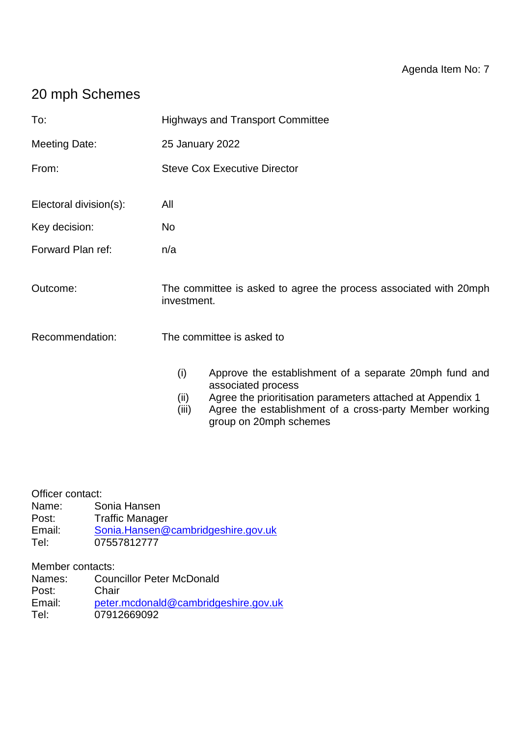Agenda Item No: 7

# 20 mph Schemes

To: Highways and Transport Committee

Meeting Date: 25 January 2022

From: Steve Cox Executive Director

Electoral division(s): All

Key decision: No

Forward Plan ref: n/a

Outcome: The committee is asked to agree the process associated with 20mph investment.

Recommendation: The committee is asked to

(i) Approve the establishment of a separate 20mph fund and associated process

(ii) Agree the prioritisation parameters attached at Appendix 1

(iii) Agree the establishment of a cross-party Member working group on 20mph schemes

Officer contact:
Name: Sonia Hansen
Post: Traffic Manager
Email: [Sonia.Hansen@cambridgeshire.gov.uk](mailto:Sonia.Hansen@cambridgeshire.gov.uk)
Tel: 07557812777

Member contacts:
Names: Councillor Peter McDonald
Post: Chair
Email: [peter.mcdonald@cambridgeshire.gov.uk](mailto:peter.mcdonald@cambridgeshire.gov.uk)
Tel: 07912669092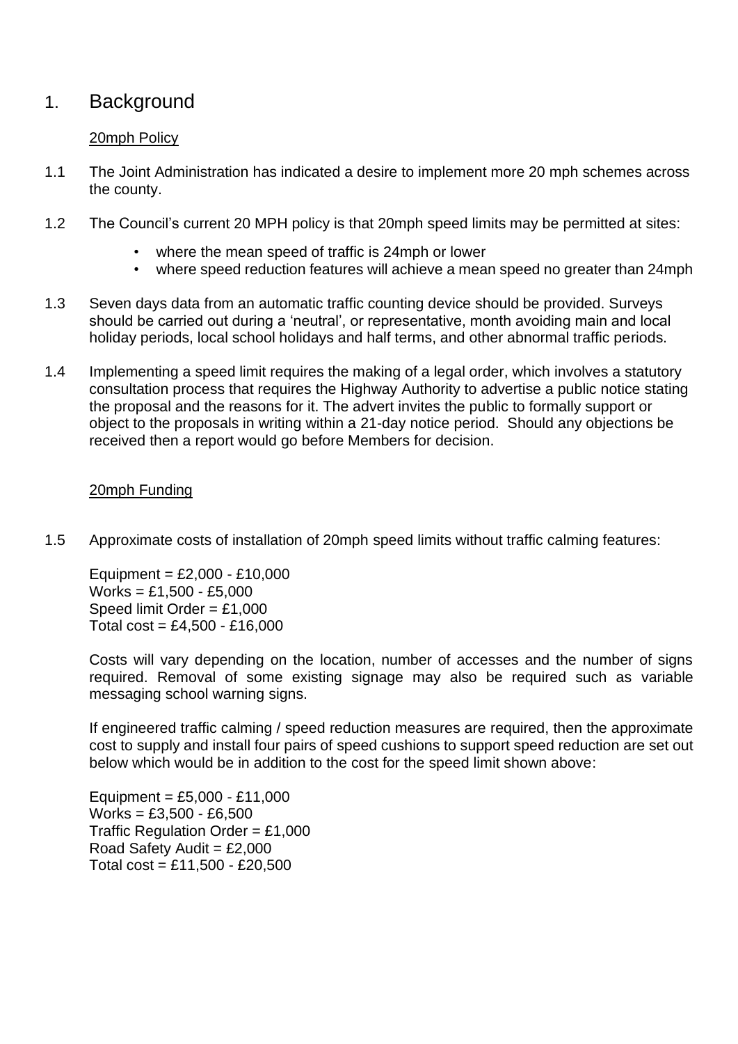# 1. Background

## 20mph Policy

1.1 The Joint Administration has indicated a desire to implement more 20 mph schemes across the county.

1.2 The Council's current 20 MPH policy is that 20mph speed limits may be permitted at sites:

- where the mean speed of traffic is 24mph or lower
- where speed reduction features will achieve a mean speed no greater than 24mph

1.3 Seven days data from an automatic traffic counting device should be provided. Surveys should be carried out during a 'neutral', or representative, month avoiding main and local holiday periods, local school holidays and half terms, and other abnormal traffic periods.

1.4 Implementing a speed limit requires the making of a legal order, which involves a statutory consultation process that requires the Highway Authority to advertise a public notice stating the proposal and the reasons for it. The advert invites the public to formally support or object to the proposals in writing within a 21-day notice period. Should any objections be received then a report would go before Members for decision.

## 20mph Funding

1.5 Approximate costs of installation of 20mph speed limits without traffic calming features:

Equipment = £2,000 - £10,000
Works = £1,500 - £5,000
Speed limit Order = £1,000
Total cost = £4,500 - £16,000

Costs will vary depending on the location, number of accesses and the number of signs required. Removal of some existing signage may also be required such as variable messaging school warning signs.

If engineered traffic calming / speed reduction measures are required, then the approximate cost to supply and install four pairs of speed cushions to support speed reduction are set out below which would be in addition to the cost for the speed limit shown above:

Equipment = £5,000 - £11,000
Works = £3,500 - £6,500
Traffic Regulation Order = £1,000
Road Safety Audit = £2,000
Total cost = £11,500 - £20,500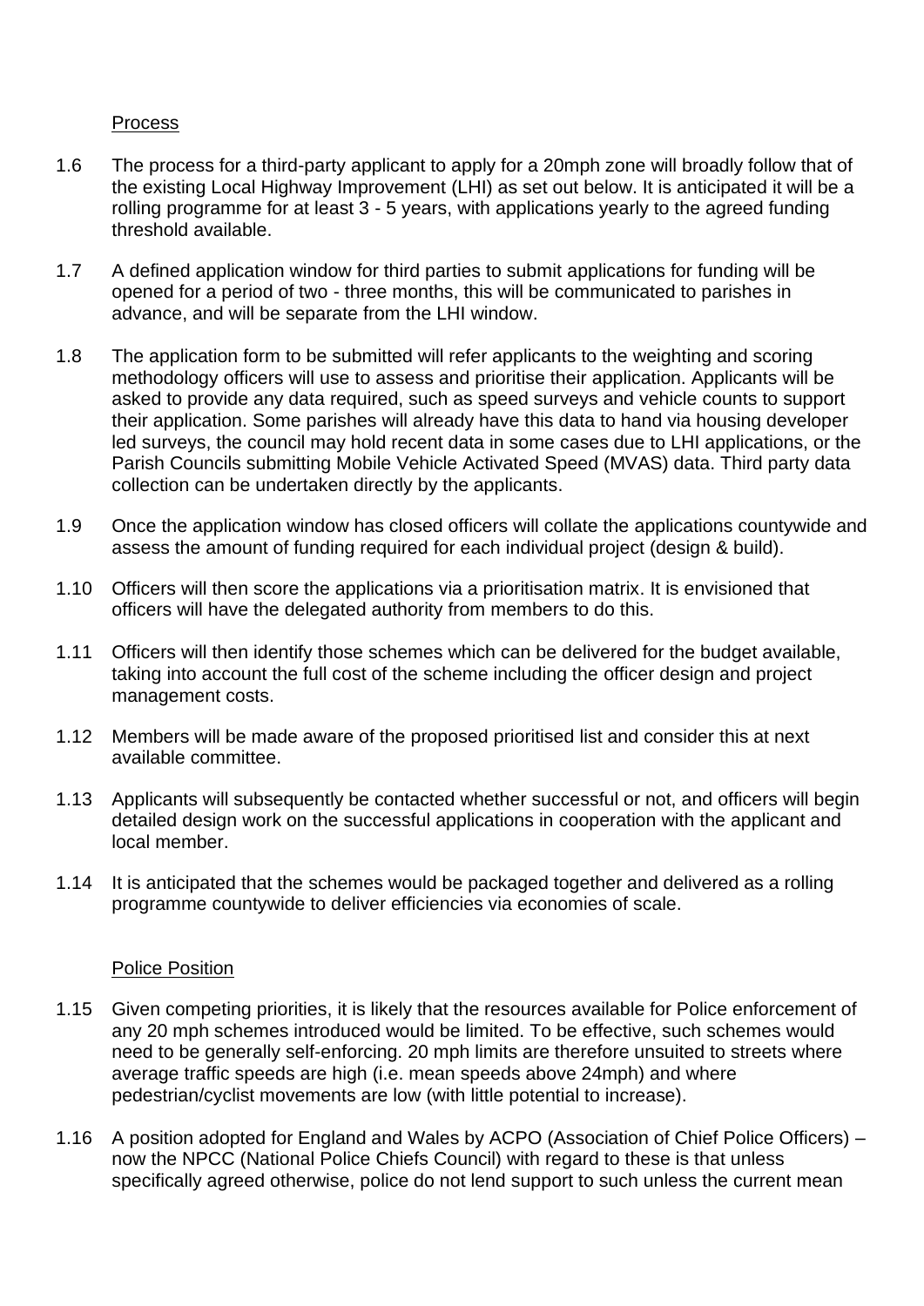Process

1.6 The process for a third-party applicant to apply for a 20mph zone will broadly follow that of the existing Local Highway Improvement (LHI) as set out below. It is anticipated it will be a rolling programme for at least 3 - 5 years, with applications yearly to the agreed funding threshold available.

1.7 A defined application window for third parties to submit applications for funding will be opened for a period of two - three months, this will be communicated to parishes in advance, and will be separate from the LHI window.

1.8 The application form to be submitted will refer applicants to the weighting and scoring methodology officers will use to assess and prioritise their application. Applicants will be asked to provide any data required, such as speed surveys and vehicle counts to support their application. Some parishes will already have this data to hand via housing developer led surveys, the council may hold recent data in some cases due to LHI applications, or the Parish Councils submitting Mobile Vehicle Activated Speed (MVAS) data. Third party data collection can be undertaken directly by the applicants.

1.9 Once the application window has closed officers will collate the applications countywide and assess the amount of funding required for each individual project (design & build).

1.10 Officers will then score the applications via a prioritisation matrix. It is envisioned that officers will have the delegated authority from members to do this.

1.11 Officers will then identify those schemes which can be delivered for the budget available, taking into account the full cost of the scheme including the officer design and project management costs.

1.12 Members will be made aware of the proposed prioritised list and consider this at next available committee.

1.13 Applicants will subsequently be contacted whether successful or not, and officers will begin detailed design work on the successful applications in cooperation with the applicant and local member.

1.14 It is anticipated that the schemes would be packaged together and delivered as a rolling programme countywide to deliver efficiencies via economies of scale.

Police Position

1.15 Given competing priorities, it is likely that the resources available for Police enforcement of any 20 mph schemes introduced would be limited. To be effective, such schemes would need to be generally self-enforcing. 20 mph limits are therefore unsuited to streets where average traffic speeds are high (i.e. mean speeds above 24mph) and where pedestrian/cyclist movements are low (with little potential to increase).

1.16 A position adopted for England and Wales by ACPO (Association of Chief Police Officers) – now the NPCC (National Police Chiefs Council) with regard to these is that unless specifically agreed otherwise, police do not lend support to such unless the current mean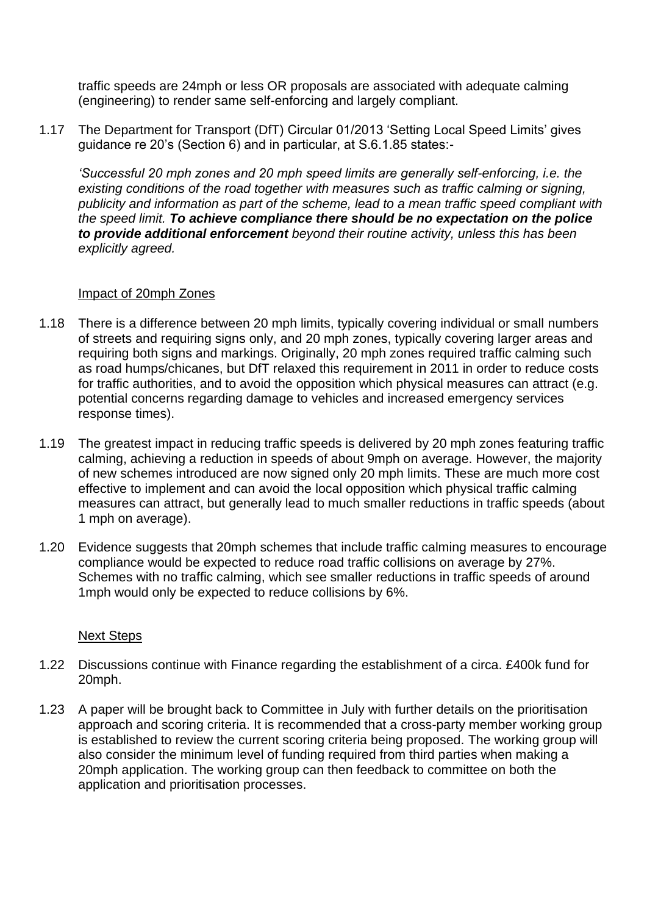traffic speeds are 24mph or less OR proposals are associated with adequate calming (engineering) to render same self-enforcing and largely compliant.

1.17 The Department for Transport (DfT) Circular 01/2013 'Setting Local Speed Limits' gives guidance re 20's (Section 6) and in particular, at S.6.1.85 states:-

*'Successful 20 mph zones and 20 mph speed limits are generally self-enforcing, i.e. the existing conditions of the road together with measures such as traffic calming or signing, publicity and information as part of the scheme, lead to a mean traffic speed compliant with the speed limit.* ***To achieve compliance there should be no expectation on the police to provide additional enforcement*** *beyond their routine activity, unless this has been explicitly agreed.*

<u>Impact of 20mph Zones</u>

1.18 There is a difference between 20 mph limits, typically covering individual or small numbers of streets and requiring signs only, and 20 mph zones, typically covering larger areas and requiring both signs and markings. Originally, 20 mph zones required traffic calming such as road humps/chicanes, but DfT relaxed this requirement in 2011 in order to reduce costs for traffic authorities, and to avoid the opposition which physical measures can attract (e.g. potential concerns regarding damage to vehicles and increased emergency services response times).

1.19 The greatest impact in reducing traffic speeds is delivered by 20 mph zones featuring traffic calming, achieving a reduction in speeds of about 9mph on average. However, the majority of new schemes introduced are now signed only 20 mph limits. These are much more cost effective to implement and can avoid the local opposition which physical traffic calming measures can attract, but generally lead to much smaller reductions in traffic speeds (about 1 mph on average).

1.20 Evidence suggests that 20mph schemes that include traffic calming measures to encourage compliance would be expected to reduce road traffic collisions on average by 27%. Schemes with no traffic calming, which see smaller reductions in traffic speeds of around 1mph would only be expected to reduce collisions by 6%.

<u>Next Steps</u>

1.22 Discussions continue with Finance regarding the establishment of a circa. £400k fund for 20mph.

1.23 A paper will be brought back to Committee in July with further details on the prioritisation approach and scoring criteria. It is recommended that a cross-party member working group is established to review the current scoring criteria being proposed. The working group will also consider the minimum level of funding required from third parties when making a 20mph application. The working group can then feedback to committee on both the application and prioritisation processes.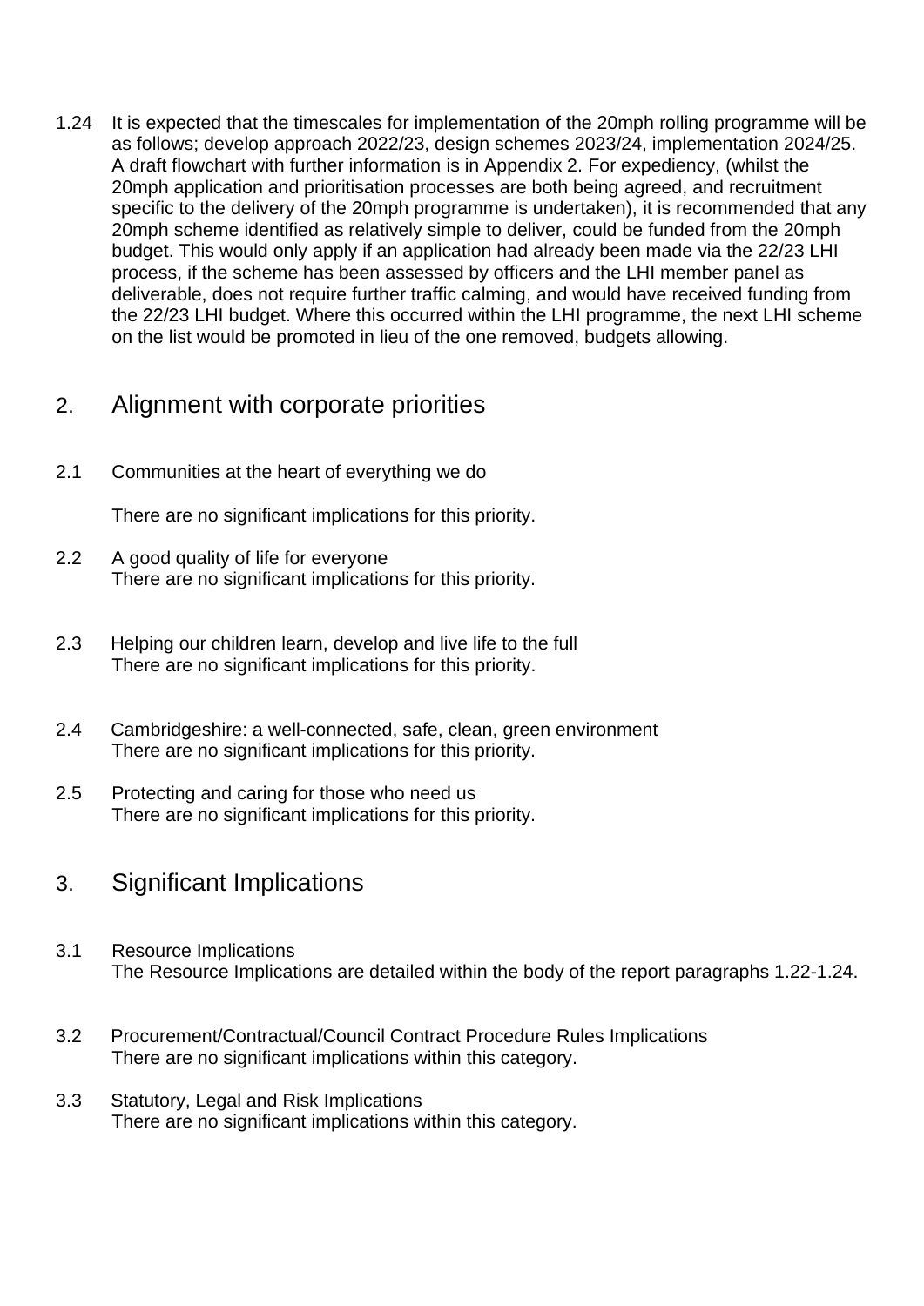1.24 It is expected that the timescales for implementation of the 20mph rolling programme will be as follows; develop approach 2022/23, design schemes 2023/24, implementation 2024/25. A draft flowchart with further information is in Appendix 2. For expediency, (whilst the 20mph application and prioritisation processes are both being agreed, and recruitment specific to the delivery of the 20mph programme is undertaken), it is recommended that any 20mph scheme identified as relatively simple to deliver, could be funded from the 20mph budget. This would only apply if an application had already been made via the 22/23 LHI process, if the scheme has been assessed by officers and the LHI member panel as deliverable, does not require further traffic calming, and would have received funding from the 22/23 LHI budget. Where this occurred within the LHI programme, the next LHI scheme on the list would be promoted in lieu of the one removed, budgets allowing.

## 2. Alignment with corporate priorities

2.1 Communities at the heart of everything we do

There are no significant implications for this priority.

2.2 A good quality of life for everyone

There are no significant implications for this priority.

2.3 Helping our children learn, develop and live life to the full

There are no significant implications for this priority.

2.4 Cambridgeshire: a well-connected, safe, clean, green environment

There are no significant implications for this priority.

2.5 Protecting and caring for those who need us

There are no significant implications for this priority.

## 3. Significant Implications

3.1 Resource Implications

The Resource Implications are detailed within the body of the report paragraphs 1.22-1.24.

3.2 Procurement/Contractual/Council Contract Procedure Rules Implications

There are no significant implications within this category.

3.3 Statutory, Legal and Risk Implications

There are no significant implications within this category.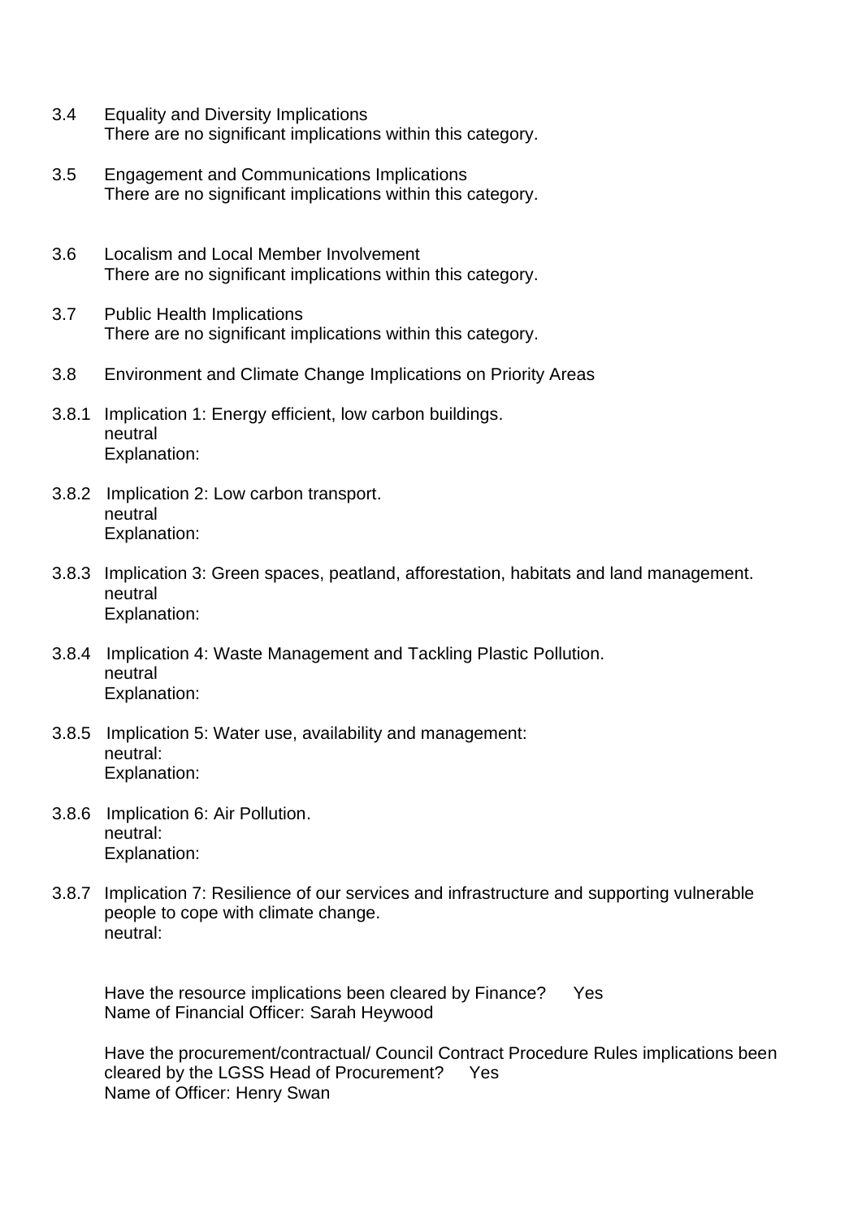3.4 Equality and Diversity Implications
There are no significant implications within this category.

3.5 Engagement and Communications Implications
There are no significant implications within this category.

3.6 Localism and Local Member Involvement
There are no significant implications within this category.

3.7 Public Health Implications
There are no significant implications within this category.

3.8 Environment and Climate Change Implications on Priority Areas

3.8.1 Implication 1: Energy efficient, low carbon buildings.
neutral
Explanation:

3.8.2 Implication 2: Low carbon transport.
neutral
Explanation:

3.8.3 Implication 3: Green spaces, peatland, afforestation, habitats and land management.
neutral
Explanation:

3.8.4 Implication 4: Waste Management and Tackling Plastic Pollution.
neutral
Explanation:

3.8.5 Implication 5: Water use, availability and management:
neutral:
Explanation:

3.8.6 Implication 6: Air Pollution.
neutral:
Explanation:

3.8.7 Implication 7: Resilience of our services and infrastructure and supporting vulnerable people to cope with climate change.
neutral:

Have the resource implications been cleared by Finance? Yes
Name of Financial Officer: Sarah Heywood

Have the procurement/contractual/ Council Contract Procedure Rules implications been cleared by the LGSS Head of Procurement? Yes
Name of Officer: Henry Swan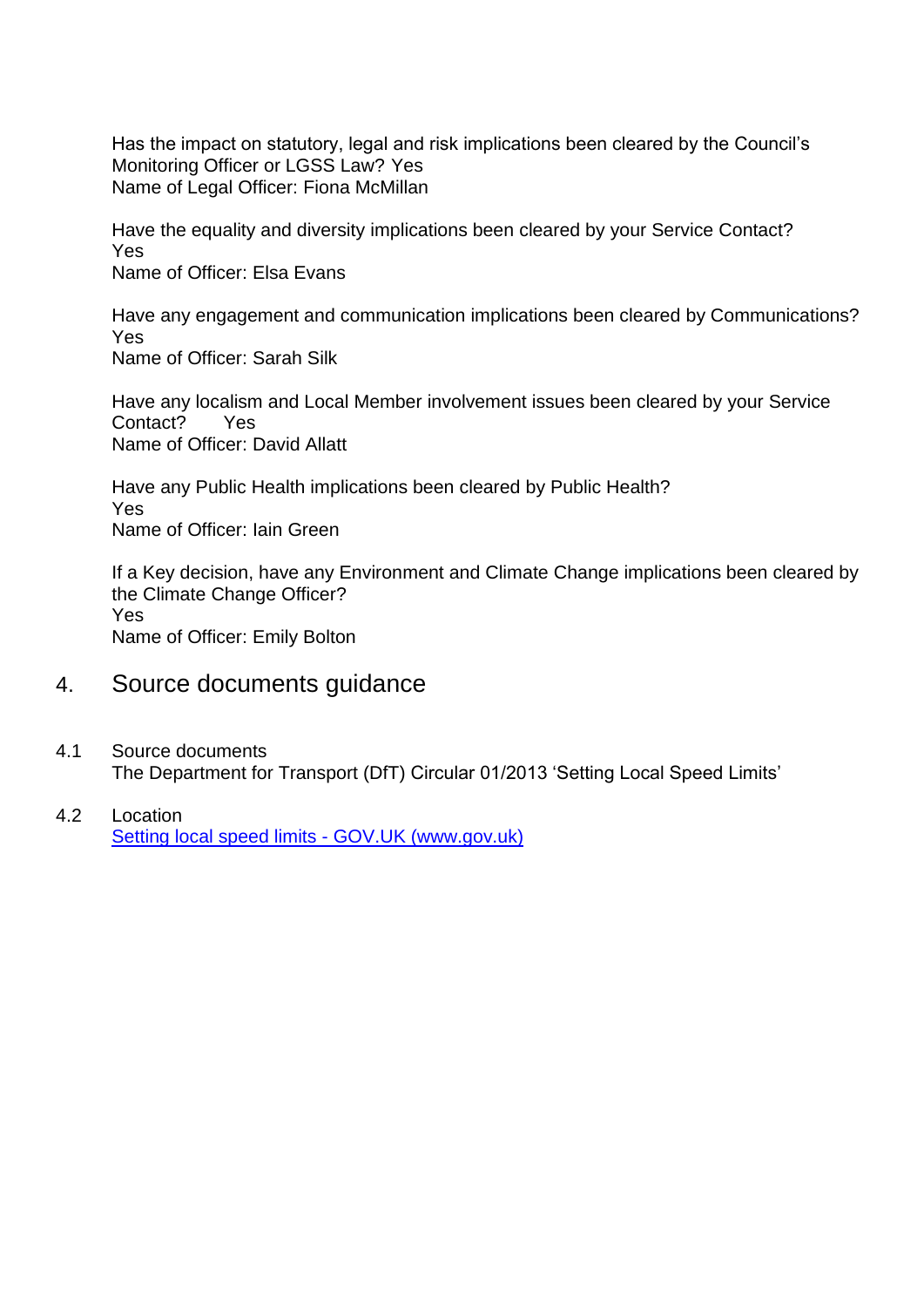Has the impact on statutory, legal and risk implications been cleared by the Council's Monitoring Officer or LGSS Law? Yes
Name of Legal Officer: Fiona McMillan

Have the equality and diversity implications been cleared by your Service Contact?
Yes
Name of Officer: Elsa Evans

Have any engagement and communication implications been cleared by Communications?
Yes
Name of Officer: Sarah Silk

Have any localism and Local Member involvement issues been cleared by your Service Contact? Yes
Name of Officer: David Allatt

Have any Public Health implications been cleared by Public Health?
Yes
Name of Officer: Iain Green

If a Key decision, have any Environment and Climate Change implications been cleared by the Climate Change Officer?
Yes
Name of Officer: Emily Bolton

## 4. Source documents guidance

4.1 Source documents
The Department for Transport (DfT) Circular 01/2013 'Setting Local Speed Limits'

4.2 Location
[Setting local speed limits - GOV.UK (www.gov.uk)](https://www.gov.uk)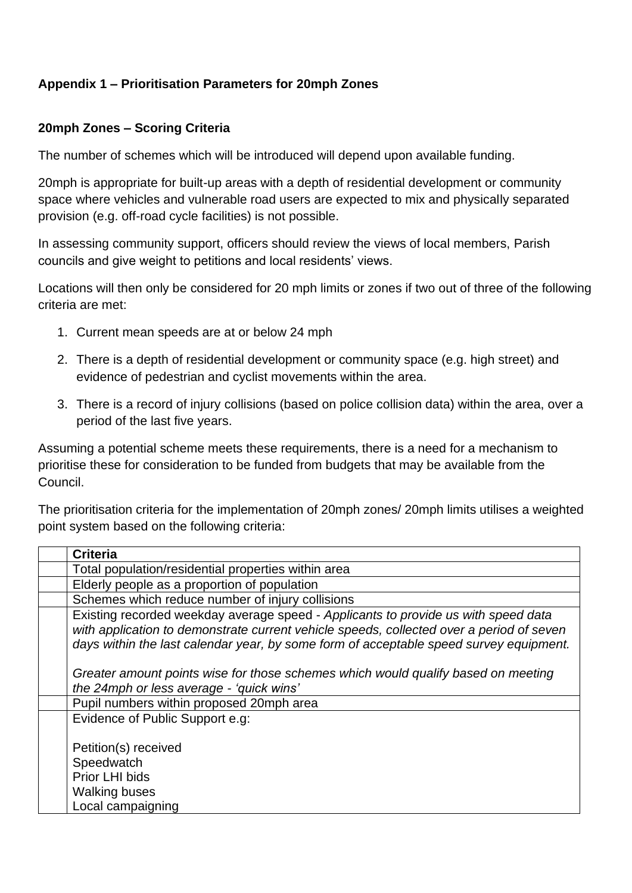**Appendix 1 – Prioritisation Parameters for 20mph Zones**

**20mph Zones – Scoring Criteria**

The number of schemes which will be introduced will depend upon available funding.

20mph is appropriate for built-up areas with a depth of residential development or community space where vehicles and vulnerable road users are expected to mix and physically separated provision (e.g. off-road cycle facilities) is not possible.

In assessing community support, officers should review the views of local members, Parish councils and give weight to petitions and local residents' views.

Locations will then only be considered for 20 mph limits or zones if two out of three of the following criteria are met:

1. Current mean speeds are at or below 24 mph
2. There is a depth of residential development or community space (e.g. high street) and evidence of pedestrian and cyclist movements within the area.
3. There is a record of injury collisions (based on police collision data) within the area, over a period of the last five years.

Assuming a potential scheme meets these requirements, there is a need for a mechanism to prioritise these for consideration to be funded from budgets that may be available from the Council.

The prioritisation criteria for the implementation of 20mph zones/ 20mph limits utilises a weighted point system based on the following criteria:

| | **Criteria** |
|---|---|
| | Total population/residential properties within area |
| | Elderly people as a proportion of population |
| | Schemes which reduce number of injury collisions |
| | Existing recorded weekday average speed - *Applicants to provide us with speed data with application to demonstrate current vehicle speeds, collected over a period of seven days within the last calendar year, by some form of acceptable speed survey equipment.* <br><br> *Greater amount points wise for those schemes which would qualify based on meeting the 24mph or less average - 'quick wins'* |
| | Pupil numbers within proposed 20mph area |
| | Evidence of Public Support e.g: <br><br> Petition(s) received <br> Speedwatch <br> Prior LHI bids <br> Walking buses <br> Local campaigning |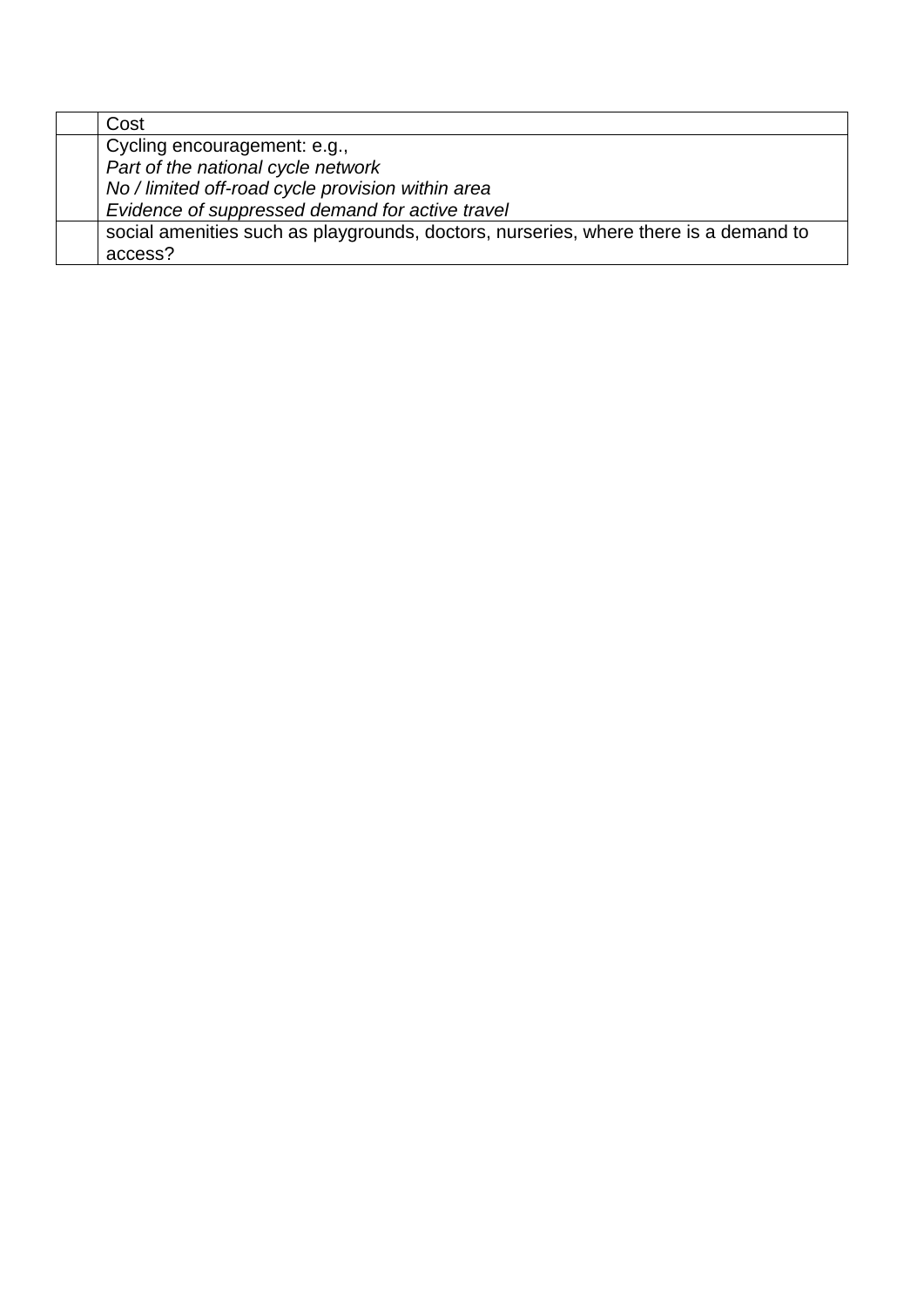|  | Cost |
|---|---|
|  | Cycling encouragement: e.g.,<br>*Part of the national cycle network*<br>*No / limited off-road cycle provision within area*<br>*Evidence of suppressed demand for active travel* |
|  | social amenities such as playgrounds, doctors, nurseries, where there is a demand to access? |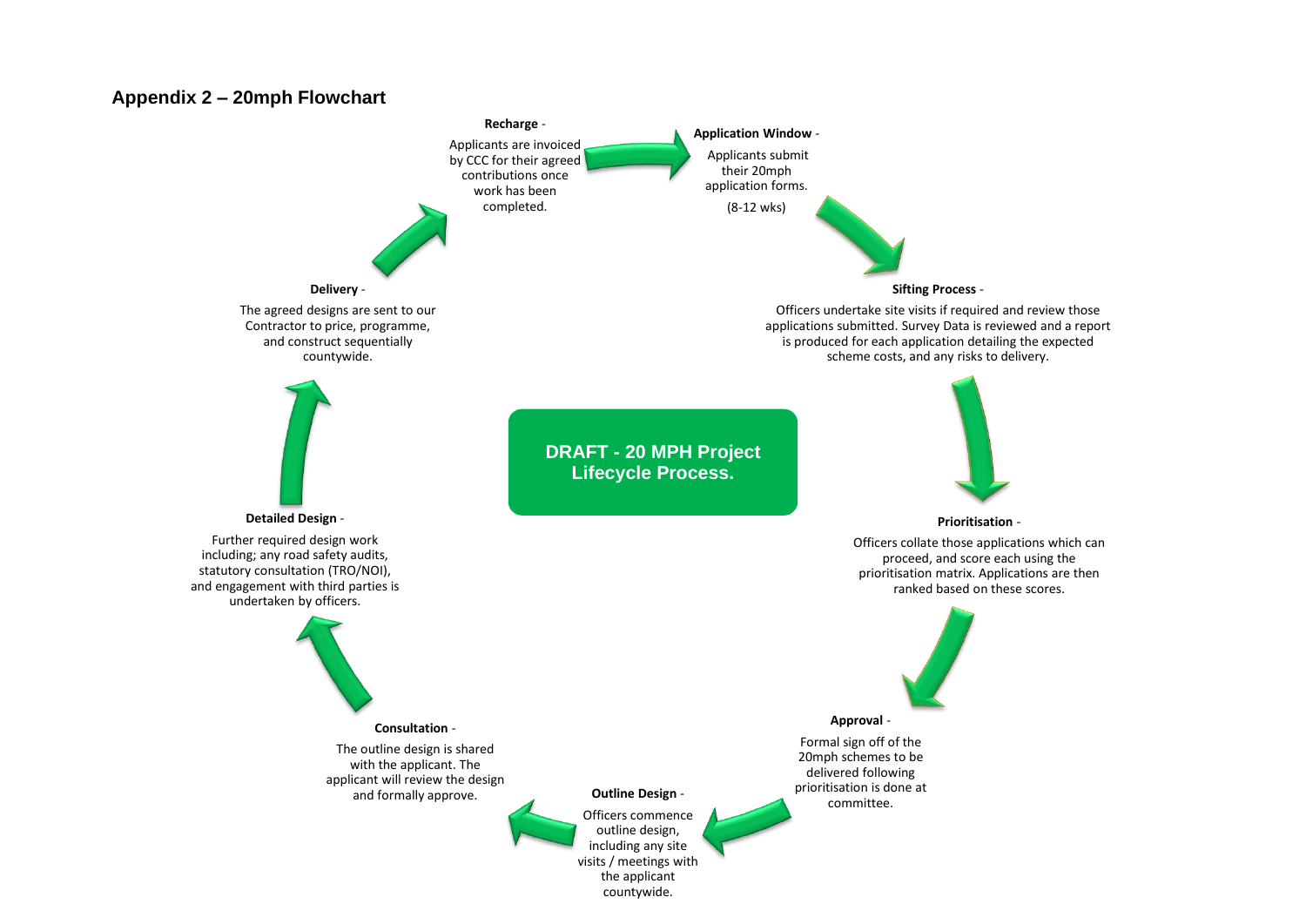## Appendix 2 – 20mph Flowchart

**DRAFT - 20 MPH Project Lifecycle Process.**

**Application Window** -

Applicants submit their 20mph application forms.

(8-12 wks)

**Sifting Process** -

Officers undertake site visits if required and review those applications submitted. Survey Data is reviewed and a report is produced for each application detailing the expected scheme costs, and any risks to delivery.

**Prioritisation** -

Officers collate those applications which can proceed, and score each using the prioritisation matrix. Applications are then ranked based on these scores.

**Approval** -

Formal sign off of the 20mph schemes to be delivered following prioritisation is done at committee.

**Outline Design** -

Officers commence outline design, including any site visits / meetings with the applicant countywide.

**Consultation** -

The outline design is shared with the applicant. The applicant will review the design and formally approve.

**Detailed Design** -

Further required design work including; any road safety audits, statutory consultation (TRO/NOI), and engagement with third parties is undertaken by officers.

**Delivery** -

The agreed designs are sent to our Contractor to price, programme, and construct sequentially countywide.

**Recharge** -

Applicants are invoiced by CCC for their agreed contributions once work has been completed.